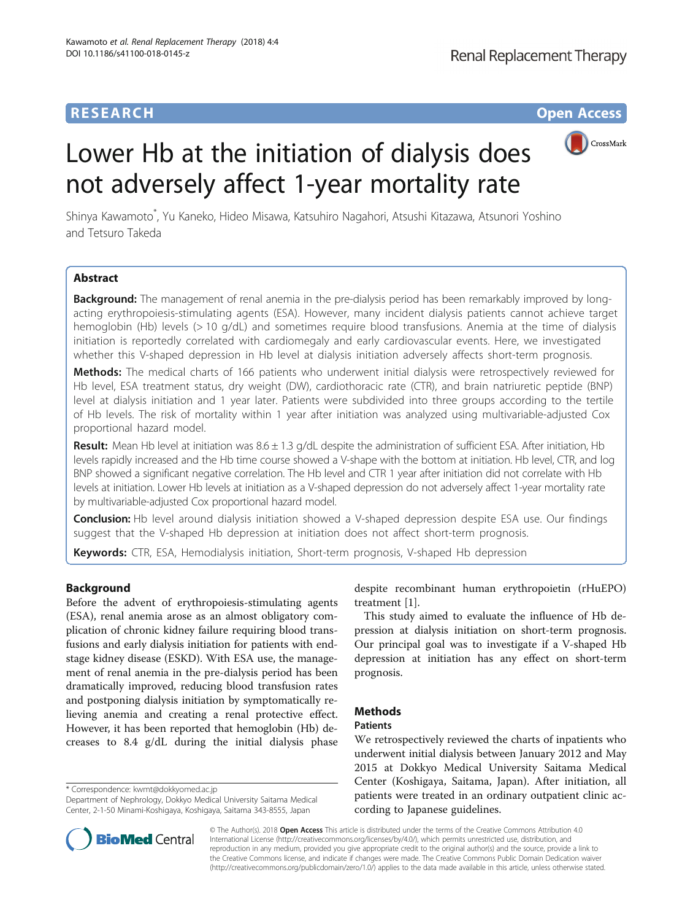**RESEARCH** **Open Access**

# Lower Hb at the initiation of dialysis does not adversely affect 1-year mortality rate

Shinya Kawamoto*, Yu Kaneko, Hideo Misawa, Katsuhiro Nagahori, Atsushi Kitazawa, Atsunori Yoshino and Tetsuro Takeda

## Abstract

**Background:** The management of renal anemia in the pre-dialysis period has been remarkably improved by long-acting erythropoiesis-stimulating agents (ESA). However, many incident dialysis patients cannot achieve target hemoglobin (Hb) levels (> 10 g/dL) and sometimes require blood transfusions. Anemia at the time of dialysis initiation is reportedly correlated with cardiomegaly and early cardiovascular events. Here, we investigated whether this V-shaped depression in Hb level at dialysis initiation adversely affects short-term prognosis.

**Methods:** The medical charts of 166 patients who underwent initial dialysis were retrospectively reviewed for Hb level, ESA treatment status, dry weight (DW), cardiothoracic rate (CTR), and brain natriuretic peptide (BNP) level at dialysis initiation and 1 year later. Patients were subdivided into three groups according to the tertile of Hb levels. The risk of mortality within 1 year after initiation was analyzed using multivariable-adjusted Cox proportional hazard model.

**Result:** Mean Hb level at initiation was 8.6 ± 1.3 g/dL despite the administration of sufficient ESA. After initiation, Hb levels rapidly increased and the Hb time course showed a V-shape with the bottom at initiation. Hb level, CTR, and log BNP showed a significant negative correlation. The Hb level and CTR 1 year after initiation did not correlate with Hb levels at initiation. Lower Hb levels at initiation as a V-shaped depression do not adversely affect 1-year mortality rate by multivariable-adjusted Cox proportional hazard model.

**Conclusion:** Hb level around dialysis initiation showed a V-shaped depression despite ESA use. Our findings suggest that the V-shaped Hb depression at initiation does not affect short-term prognosis.

**Keywords:** CTR, ESA, Hemodialysis initiation, Short-term prognosis, V-shaped Hb depression

## Background

Before the advent of erythropoiesis-stimulating agents (ESA), renal anemia arose as an almost obligatory complication of chronic kidney failure requiring blood transfusions and early dialysis initiation for patients with end-stage kidney disease (ESKD). With ESA use, the management of renal anemia in the pre-dialysis period has been dramatically improved, reducing blood transfusion rates and postponing dialysis initiation by symptomatically relieving anemia and creating a renal protective effect. However, it has been reported that hemoglobin (Hb) decreases to 8.4 g/dL during the initial dialysis phase despite recombinant human erythropoietin (rHuEPO) treatment [1].

This study aimed to evaluate the influence of Hb depression at dialysis initiation on short-term prognosis. Our principal goal was to investigate if a V-shaped Hb depression at initiation has any effect on short-term prognosis.

## Methods

### Patients

We retrospectively reviewed the charts of inpatients who underwent initial dialysis between January 2012 and May 2015 at Dokkyo Medical University Saitama Medical Center (Koshigaya, Saitama, Japan). After initiation, all patients were treated in an ordinary outpatient clinic according to Japanese guidelines.

* Correspondence: kwmt@dokkyomed.ac.jp
Department of Nephrology, Dokkyo Medical University Saitama Medical Center, 2-1-50 Minami-Koshigaya, Koshigaya, Saitama 343-8555, Japan

© The Author(s). 2018 **Open Access** This article is distributed under the terms of the Creative Commons Attribution 4.0 International License (http://creativecommons.org/licenses/by/4.0/), which permits unrestricted use, distribution, and reproduction in any medium, provided you give appropriate credit to the original author(s) and the source, provide a link to the Creative Commons license, and indicate if changes were made. The Creative Commons Public Domain Dedication waiver (http://creativecommons.org/publicdomain/zero/1.0/) applies to the data made available in this article, unless otherwise stated.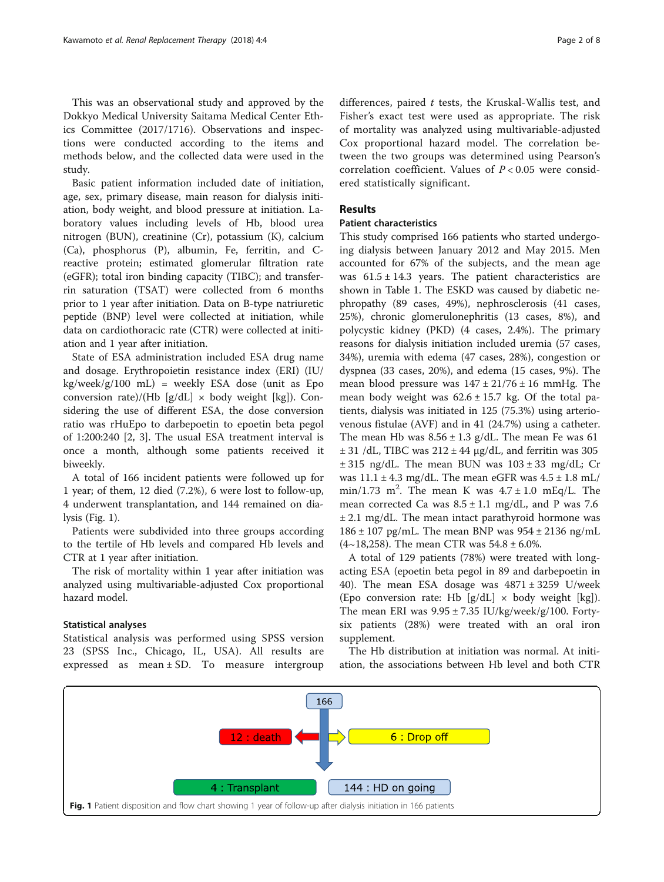This was an observational study and approved by the Dokkyo Medical University Saitama Medical Center Ethics Committee (2017/1716). Observations and inspections were conducted according to the items and methods below, and the collected data were used in the study.

Basic patient information included date of initiation, age, sex, primary disease, main reason for dialysis initiation, body weight, and blood pressure at initiation. Laboratory values including levels of Hb, blood urea nitrogen (BUN), creatinine (Cr), potassium (K), calcium (Ca), phosphorus (P), albumin, Fe, ferritin, and C-reactive protein; estimated glomerular filtration rate (eGFR); total iron binding capacity (TIBC); and transferrin saturation (TSAT) were collected from 6 months prior to 1 year after initiation. Data on B-type natriuretic peptide (BNP) level were collected at initiation, while data on cardiothoracic rate (CTR) were collected at initiation and 1 year after initiation.

State of ESA administration included ESA drug name and dosage. Erythropoietin resistance index (ERI) (IU/kg/week/g/100 mL) = weekly ESA dose (unit as Epo conversion rate)/(Hb [g/dL] × body weight [kg]). Considering the use of different ESA, the dose conversion ratio was rHuEpo to darbepoetin to epoetin beta pegol of 1:200:240 [2, 3]. The usual ESA treatment interval is once a month, although some patients received it biweekly.

A total of 166 incident patients were followed up for 1 year; of them, 12 died (7.2%), 6 were lost to follow-up, 4 underwent transplantation, and 144 remained on dialysis (Fig. 1).

Patients were subdivided into three groups according to the tertile of Hb levels and compared Hb levels and CTR at 1 year after initiation.

The risk of mortality within 1 year after initiation was analyzed using multivariable-adjusted Cox proportional hazard model.

### Statistical analyses

Statistical analysis was performed using SPSS version 23 (SPSS Inc., Chicago, IL, USA). All results are expressed as mean ± SD. To measure intergroup differences, paired *t* tests, the Kruskal-Wallis test, and Fisher's exact test were used as appropriate. The risk of mortality was analyzed using multivariable-adjusted Cox proportional hazard model. The correlation between the two groups was determined using Pearson's correlation coefficient. Values of $P < 0.05$ were considered statistically significant.

## Results

### Patient characteristics

This study comprised 166 patients who started undergoing dialysis between January 2012 and May 2015. Men accounted for 67% of the subjects, and the mean age was 61.5 ± 14.3 years. The patient characteristics are shown in Table 1. The ESKD was caused by diabetic nephropathy (89 cases, 49%), nephrosclerosis (41 cases, 25%), chronic glomerulonephritis (13 cases, 8%), and polycystic kidney (PKD) (4 cases, 2.4%). The primary reasons for dialysis initiation included uremia (57 cases, 34%), uremia with edema (47 cases, 28%), congestion or dyspnea (33 cases, 20%), and edema (15 cases, 9%). The mean blood pressure was 147 ± 21/76 ± 16 mmHg. The mean body weight was 62.6 ± 15.7 kg. Of the total patients, dialysis was initiated in 125 (75.3%) using arteriovenous fistulae (AVF) and in 41 (24.7%) using a catheter. The mean Hb was 8.56 ± 1.3 g/dL. The mean Fe was 61 ± 31 /dL, TIBC was 212 ± 44 μg/dL, and ferritin was 305 ± 315 ng/dL. The mean BUN was 103 ± 33 mg/dL; Cr was 11.1 ± 4.3 mg/dL. The mean eGFR was 4.5 ± 1.8 mL/min/1.73 $m^2$. The mean K was 4.7 ± 1.0 mEq/L. The mean corrected Ca was 8.5 ± 1.1 mg/dL, and P was 7.6 ± 2.1 mg/dL. The mean intact parathyroid hormone was 186 ± 107 pg/mL. The mean BNP was 954 ± 2136 ng/mL (4~18,258). The mean CTR was 54.8 ± 6.0%.

A total of 129 patients (78%) were treated with long-acting ESA (epoetin beta pegol in 89 and darbepoetin in 40). The mean ESA dosage was 4871 ± 3259 U/week (Epo conversion rate: Hb [g/dL] × body weight [kg]). The mean ERI was 9.95 ± 7.35 IU/kg/week/g/100. Forty-six patients (28%) were treated with an oral iron supplement.

The Hb distribution at initiation was normal. At initiation, the associations between Hb level and both CTR

166 → 12 : death; 6 : Drop off; 4 : Transplant; 144 : HD on going

**Fig. 1** Patient disposition and flow chart showing 1 year of follow-up after dialysis initiation in 166 patients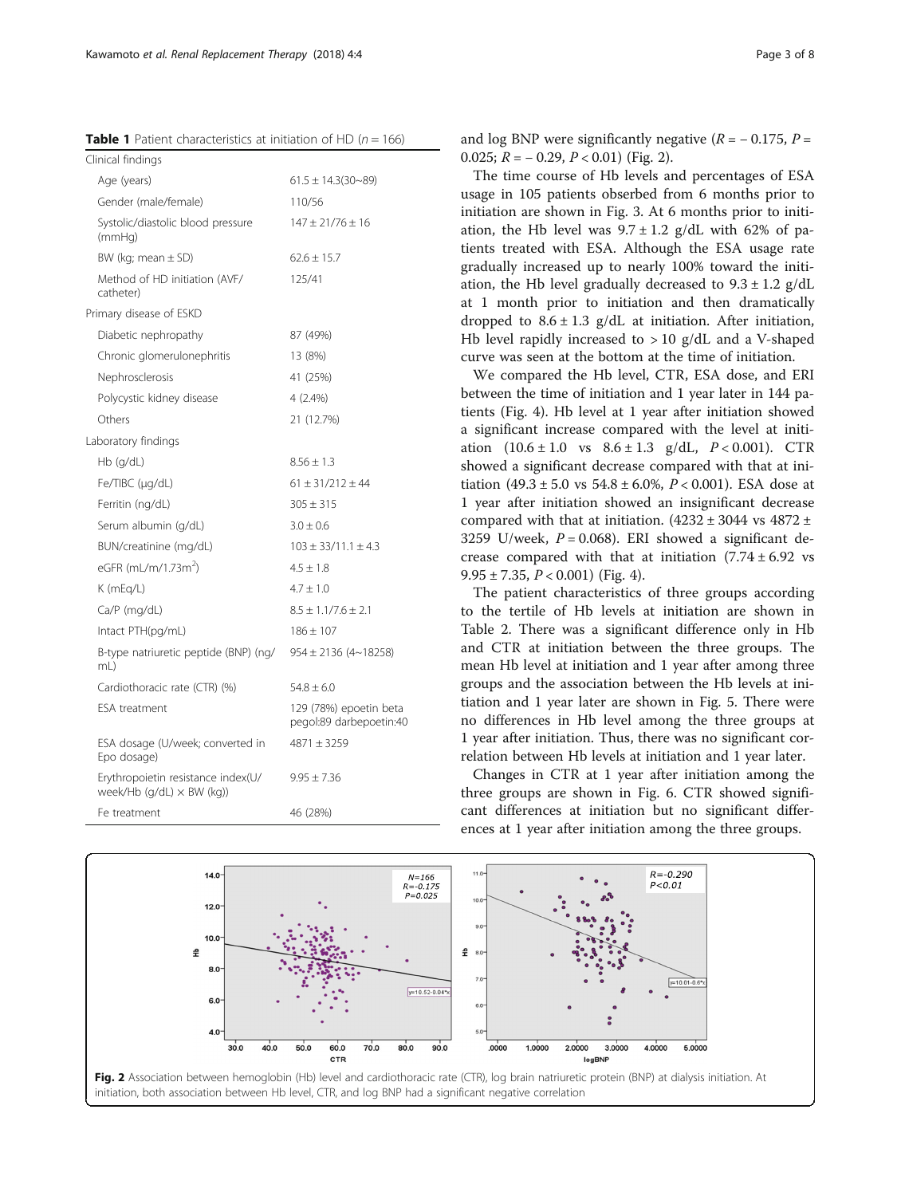**Table 1** Patient characteristics at initiation of HD ($n = 166$)

| | |
|---|---|
| Clinical findings | |
| Age (years) | 61.5 ± 14.3(30~89) |
| Gender (male/female) | 110/56 |
| Systolic/diastolic blood pressure (mmHg) | 147 ± 21/76 ± 16 |
| BW (kg; mean ± SD) | 62.6 ± 15.7 |
| Method of HD initiation (AVF/catheter) | 125/41 |
| Primary disease of ESKD | |
| Diabetic nephropathy | 87 (49%) |
| Chronic glomerulonephritis | 13 (8%) |
| Nephrosclerosis | 41 (25%) |
| Polycystic kidney disease | 4 (2.4%) |
| Others | 21 (12.7%) |
| Laboratory findings | |
| Hb (g/dL) | 8.56 ± 1.3 |
| Fe/TIBC (μg/dL) | 61 ± 31/212 ± 44 |
| Ferritin (ng/dL) | 305 ± 315 |
| Serum albumin (g/dL) | 3.0 ± 0.6 |
| BUN/creatinine (mg/dL) | 103 ± 33/11.1 ± 4.3 |
| eGFR (mL/m/1.73m$^2$) | 4.5 ± 1.8 |
| K (mEq/L) | 4.7 ± 1.0 |
| Ca/P (mg/dL) | 8.5 ± 1.1/7.6 ± 2.1 |
| Intact PTH(pg/mL) | 186 ± 107 |
| B-type natriuretic peptide (BNP) (ng/mL) | 954 ± 2136 (4~18258) |
| Cardiothoracic rate (CTR) (%) | 54.8 ± 6.0 |
| ESA treatment | 129 (78%) epoetin beta pegol:89 darbepoetin:40 |
| ESA dosage (U/week; converted in Epo dosage) | 4871 ± 3259 |
| Erythropoietin resistance index(U/week/Hb (g/dL) × BW (kg)) | 9.95 ± 7.36 |
| Fe treatment | 46 (28%) |

and log BNP were significantly negative ($R = -0.175$, $P = 0.025$; $R = -0.29$, $P < 0.01$) (Fig. 2).

The time course of Hb levels and percentages of ESA usage in 105 patients obserbed from 6 months prior to initiation are shown in Fig. 3. At 6 months prior to initiation, the Hb level was 9.7 ± 1.2 g/dL with 62% of patients treated with ESA. Although the ESA usage rate gradually increased up to nearly 100% toward the initiation, the Hb level gradually decreased to 9.3 ± 1.2 g/dL at 1 month prior to initiation and then dramatically dropped to 8.6 ± 1.3 g/dL at initiation. After initiation, Hb level rapidly increased to > 10 g/dL and a V-shaped curve was seen at the bottom at the time of initiation.

We compared the Hb level, CTR, ESA dose, and ERI between the time of initiation and 1 year later in 144 patients (Fig. 4). Hb level at 1 year after initiation showed a significant increase compared with the level at initiation (10.6 ± 1.0 vs 8.6 ± 1.3 g/dL, $P < 0.001$). CTR showed a significant decrease compared with that at initiation (49.3 ± 5.0 vs 54.8 ± 6.0%, $P < 0.001$). ESA dose at 1 year after initiation showed an insignificant decrease compared with that at initiation. (4232 ± 3044 vs 4872 ± 3259 U/week, $P = 0.068$). ERI showed a significant decrease compared with that at initiation (7.74 ± 6.92 vs 9.95 ± 7.35, $P < 0.001$) (Fig. 4).

The patient characteristics of three groups according to the tertile of Hb levels at initiation are shown in Table 2. There was a significant difference only in Hb and CTR at initiation between the three groups. The mean Hb level at initiation and 1 year after among three groups and the association between the Hb levels at initiation and 1 year later are shown in Fig. 5. There were no differences in Hb level among the three groups at 1 year after initiation. Thus, there was no significant correlation between Hb levels at initiation and 1 year later.

Changes in CTR at 1 year after initiation among the three groups are shown in Fig. 6. CTR showed significant differences at initiation but no significant differences at 1 year after initiation among the three groups.

**Fig. 2** Association between hemoglobin (Hb) level and cardiothoracic rate (CTR), log brain natriuretic protein (BNP) at dialysis initiation. At initiation, both association between Hb level, CTR, and log BNP had a significant negative correlation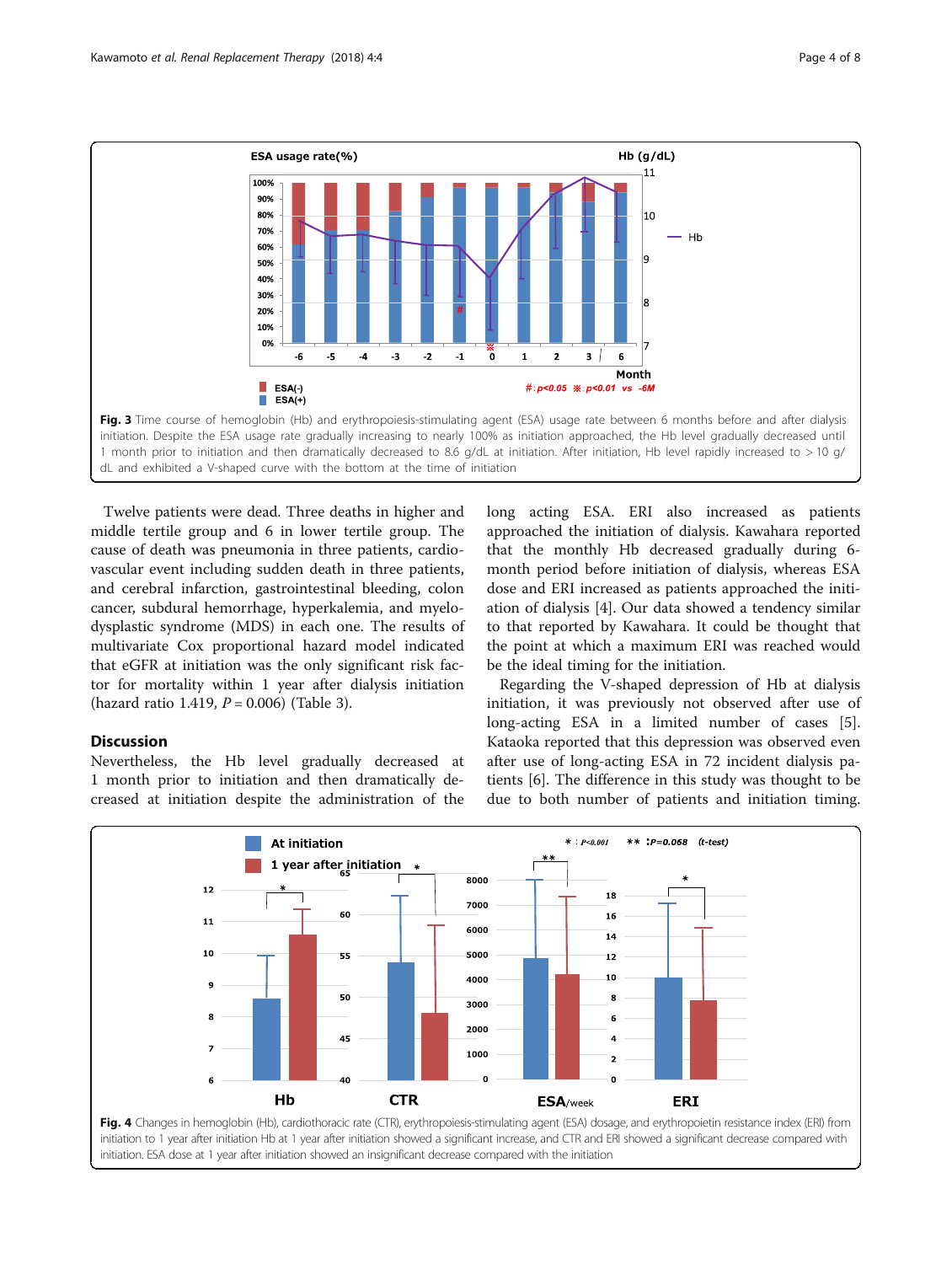Fig. 3 Time course of hemoglobin (Hb) and erythropoiesis-stimulating agent (ESA) usage rate between 6 months before and after dialysis initiation. Despite the ESA usage rate gradually increasing to nearly 100% as initiation approached, the Hb level gradually decreased until 1 month prior to initiation and then dramatically decreased to 8.6 g/dL at initiation. After initiation, Hb level rapidly increased to > 10 g/dL and exhibited a V-shaped curve with the bottom at the time of initiation

Twelve patients were dead. Three deaths in higher and middle tertile group and 6 in lower tertile group. The cause of death was pneumonia in three patients, cardiovascular event including sudden death in three patients, and cerebral infarction, gastrointestinal bleeding, colon cancer, subdural hemorrhage, hyperkalemia, and myelodysplastic syndrome (MDS) in each one. The results of multivariate Cox proportional hazard model indicated that eGFR at initiation was the only significant risk factor for mortality within 1 year after dialysis initiation (hazard ratio 1.419, $P = 0.006$) (Table 3).

## Discussion

Nevertheless, the Hb level gradually decreased at 1 month prior to initiation and then dramatically decreased at initiation despite the administration of the long acting ESA. ERI also increased as patients approached the initiation of dialysis. Kawahara reported that the monthly Hb decreased gradually during 6-month period before initiation of dialysis, whereas ESA dose and ERI increased as patients approached the initiation of dialysis [4]. Our data showed a tendency similar to that reported by Kawahara. It could be thought that the point at which a maximum ERI was reached would be the ideal timing for the initiation.

Regarding the V-shaped depression of Hb at dialysis initiation, it was previously not observed after use of long-acting ESA in a limited number of cases [5]. Kataoka reported that this depression was observed even after use of long-acting ESA in 72 incident dialysis patients [6]. The difference in this study was thought to be due to both number of patients and initiation timing.

Fig. 4 Changes in hemoglobin (Hb), cardiothoracic rate (CTR), erythropoiesis-stimulating agent (ESA) dosage, and erythropoietin resistance index (ERI) from initiation to 1 year after initiation Hb at 1 year after initiation showed a significant increase, and CTR and ERI showed a significant decrease compared with initiation. ESA dose at 1 year after initiation showed an insignificant decrease compared with the initiation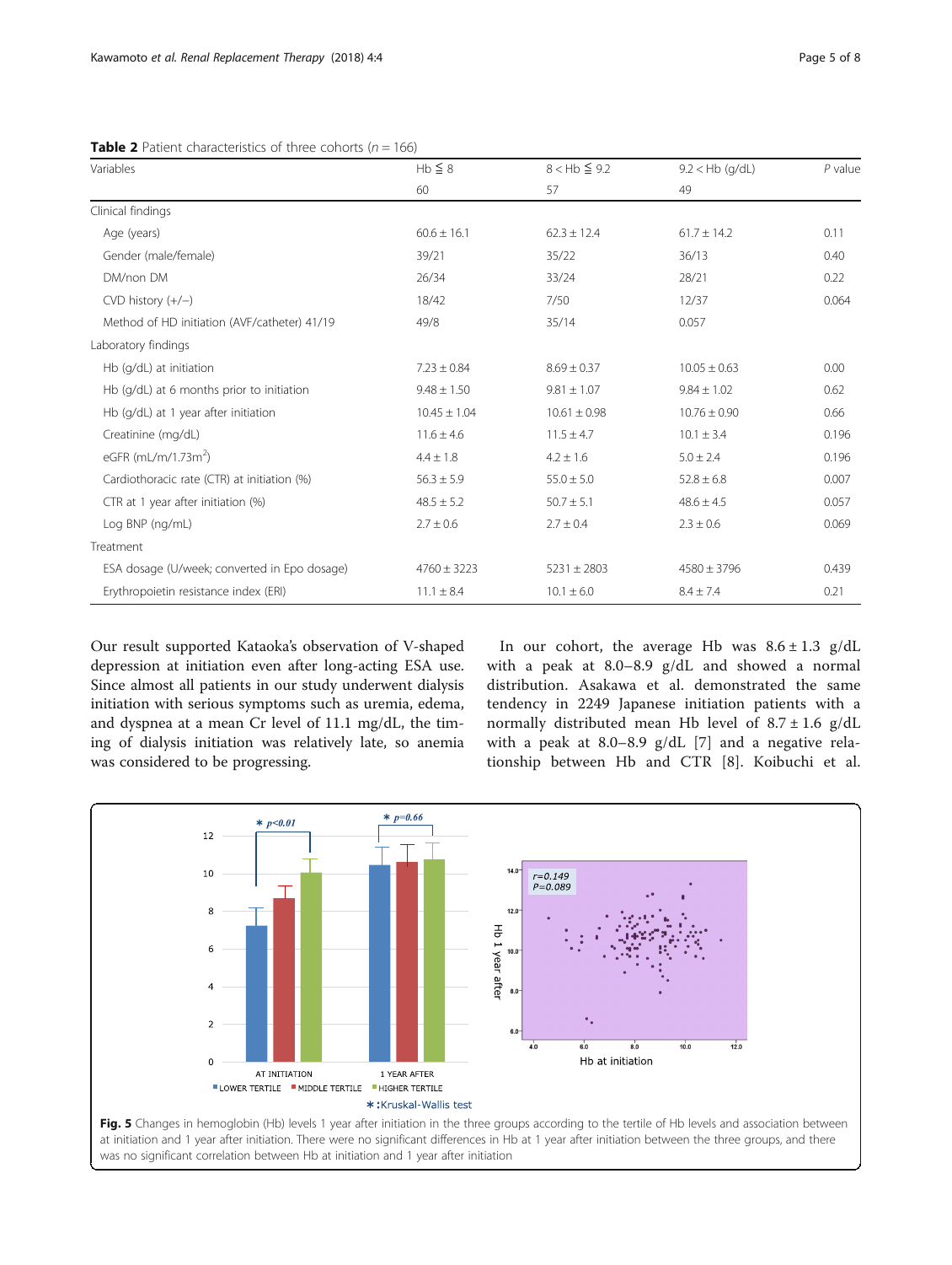**Table 2** Patient characteristics of three cohorts ($n$ = 166)

| Variables | Hb ≦ 8 | 8 < Hb ≦ 9.2 | 9.2 < Hb (g/dL) | P value |
|---|---|---|---|---|
| | 60 | 57 | 49 | |
| Clinical findings | | | | |
| Age (years) | 60.6 ± 16.1 | 62.3 ± 12.4 | 61.7 ± 14.2 | 0.11 |
| Gender (male/female) | 39/21 | 35/22 | 36/13 | 0.40 |
| DM/non DM | 26/34 | 33/24 | 28/21 | 0.22 |
| CVD history (+/−) | 18/42 | 7/50 | 12/37 | 0.064 |
| Method of HD initiation (AVF/catheter) 41/19 | 49/8 | 35/14 | 0.057 | |
| Laboratory findings | | | | |
| Hb (g/dL) at initiation | 7.23 ± 0.84 | 8.69 ± 0.37 | 10.05 ± 0.63 | 0.00 |
| Hb (g/dL) at 6 months prior to initiation | 9.48 ± 1.50 | 9.81 ± 1.07 | 9.84 ± 1.02 | 0.62 |
| Hb (g/dL) at 1 year after initiation | 10.45 ± 1.04 | 10.61 ± 0.98 | 10.76 ± 0.90 | 0.66 |
| Creatinine (mg/dL) | 11.6 ± 4.6 | 11.5 ± 4.7 | 10.1 ± 3.4 | 0.196 |
| eGFR (mL/m/1.73m$^2$) | 4.4 ± 1.8 | 4.2 ± 1.6 | 5.0 ± 2.4 | 0.196 |
| Cardiothoracic rate (CTR) at initiation (%) | 56.3 ± 5.9 | 55.0 ± 5.0 | 52.8 ± 6.8 | 0.007 |
| CTR at 1 year after initiation (%) | 48.5 ± 5.2 | 50.7 ± 5.1 | 48.6 ± 4.5 | 0.057 |
| Log BNP (ng/mL) | 2.7 ± 0.6 | 2.7 ± 0.4 | 2.3 ± 0.6 | 0.069 |
| Treatment | | | | |
| ESA dosage (U/week; converted in Epo dosage) | 4760 ± 3223 | 5231 ± 2803 | 4580 ± 3796 | 0.439 |
| Erythropoietin resistance index (ERI) | 11.1 ± 8.4 | 10.1 ± 6.0 | 8.4 ± 7.4 | 0.21 |

Our result supported Kataoka's observation of V-shaped depression at initiation even after long-acting ESA use. Since almost all patients in our study underwent dialysis initiation with serious symptoms such as uremia, edema, and dyspnea at a mean Cr level of 11.1 mg/dL, the timing of dialysis initiation was relatively late, so anemia was considered to be progressing.

In our cohort, the average Hb was 8.6 ± 1.3 g/dL with a peak at 8.0–8.9 g/dL and showed a normal distribution. Asakawa et al. demonstrated the same tendency in 2249 Japanese initiation patients with a normally distributed mean Hb level of 8.7 ± 1.6 g/dL with a peak at 8.0–8.9 g/dL [7] and a negative relationship between Hb and CTR [8]. Koibuchi et al.

**Fig. 5** Changes in hemoglobin (Hb) levels 1 year after initiation in the three groups according to the tertile of Hb levels and association between at initiation and 1 year after initiation. There were no significant differences in Hb at 1 year after initiation between the three groups, and there was no significant correlation between Hb at initiation and 1 year after initiation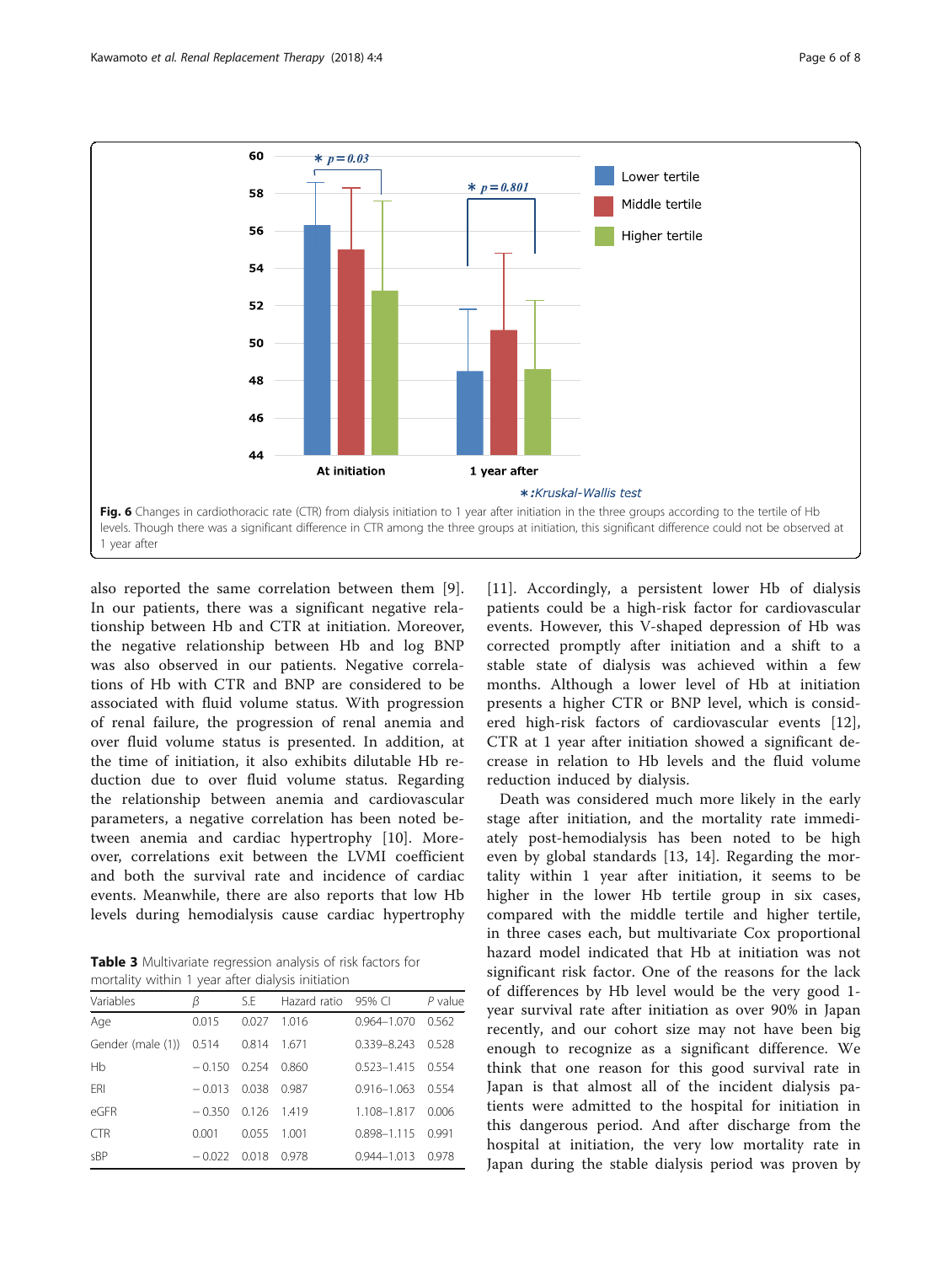Fig. 6 Changes in cardiothoracic rate (CTR) from dialysis initiation to 1 year after initiation in the three groups according to the tertile of Hb levels. Though there was a significant difference in CTR among the three groups at initiation, this significant difference could not be observed at 1 year after

also reported the same correlation between them [9]. In our patients, there was a significant negative relationship between Hb and CTR at initiation. Moreover, the negative relationship between Hb and log BNP was also observed in our patients. Negative correlations of Hb with CTR and BNP are considered to be associated with fluid volume status. With progression of renal failure, the progression of renal anemia and over fluid volume status is presented. In addition, at the time of initiation, it also exhibits dilutable Hb reduction due to over fluid volume status. Regarding the relationship between anemia and cardiovascular parameters, a negative correlation has been noted between anemia and cardiac hypertrophy [10]. Moreover, correlations exit between the LVMI coefficient and both the survival rate and incidence of cardiac events. Meanwhile, there are also reports that low Hb levels during hemodialysis cause cardiac hypertrophy [11]. Accordingly, a persistent lower Hb of dialysis patients could be a high-risk factor for cardiovascular events. However, this V-shaped depression of Hb was corrected promptly after initiation and a shift to a stable state of dialysis was achieved within a few months. Although a lower level of Hb at initiation presents a higher CTR or BNP level, which is considered high-risk factors of cardiovascular events [12], CTR at 1 year after initiation showed a significant decrease in relation to Hb levels and the fluid volume reduction induced by dialysis.

Death was considered much more likely in the early stage after initiation, and the mortality rate immediately post-hemodialysis has been noted to be high even by global standards [13, 14]. Regarding the mortality within 1 year after initiation, it seems to be higher in the lower Hb tertile group in six cases, compared with the middle tertile and higher tertile, in three cases each, but multivariate Cox proportional hazard model indicated that Hb at initiation was not significant risk factor. One of the reasons for the lack of differences by Hb level would be the very good 1-year survival rate after initiation as over 90% in Japan recently, and our cohort size may not have been big enough to recognize as a significant difference. We think that one reason for this good survival rate in Japan is that almost all of the incident dialysis patients were admitted to the hospital for initiation in this dangerous period. And after discharge from the hospital at initiation, the very low mortality rate in Japan during the stable dialysis period was proven by

**Table 3** Multivariate regression analysis of risk factors for mortality within 1 year after dialysis initiation

| Variables | β | S.E | Hazard ratio | 95% CI | P value |
|---|---|---|---|---|---|
| Age | 0.015 | 0.027 | 1.016 | 0.964–1.070 | 0.562 |
| Gender (male (1)) | 0.514 | 0.814 | 1.671 | 0.339–8.243 | 0.528 |
| Hb | −0.150 | 0.254 | 0.860 | 0.523–1.415 | 0.554 |
| ERI | −0.013 | 0.038 | 0.987 | 0.916–1.063 | 0.554 |
| eGFR | −0.350 | 0.126 | 1.419 | 1.108–1.817 | 0.006 |
| CTR | 0.001 | 0.055 | 1.001 | 0.898–1.115 | 0.991 |
| sBP | −0.022 | 0.018 | 0.978 | 0.944–1.013 | 0.978 |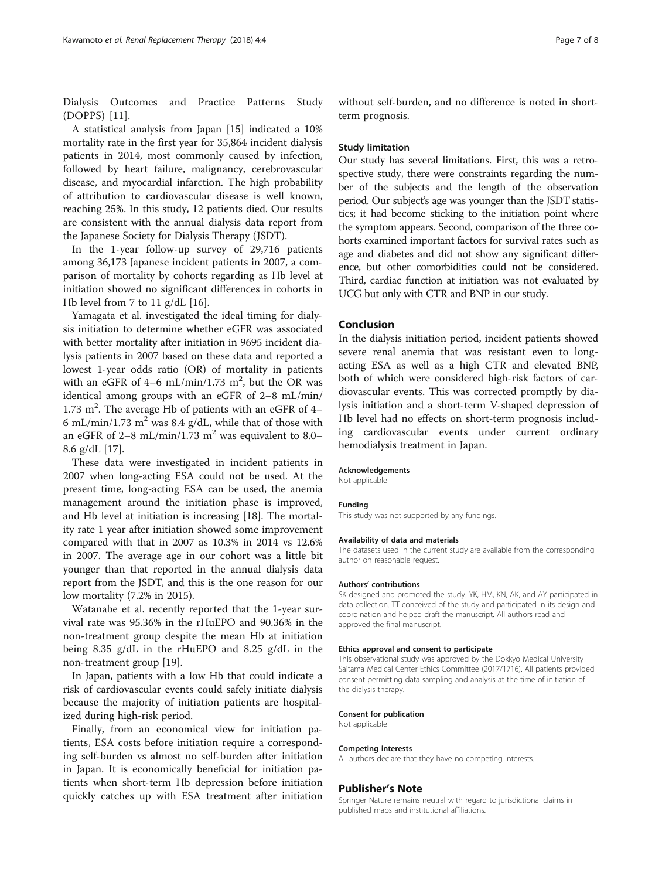Dialysis Outcomes and Practice Patterns Study (DOPPS) [11].

A statistical analysis from Japan [15] indicated a 10% mortality rate in the first year for 35,864 incident dialysis patients in 2014, most commonly caused by infection, followed by heart failure, malignancy, cerebrovascular disease, and myocardial infarction. The high probability of attribution to cardiovascular disease is well known, reaching 25%. In this study, 12 patients died. Our results are consistent with the annual dialysis data report from the Japanese Society for Dialysis Therapy (JSDT).

In the 1-year follow-up survey of 29,716 patients among 36,173 Japanese incident patients in 2007, a comparison of mortality by cohorts regarding as Hb level at initiation showed no significant differences in cohorts in Hb level from 7 to 11 g/dL [16].

Yamagata et al. investigated the ideal timing for dialysis initiation to determine whether eGFR was associated with better mortality after initiation in 9695 incident dialysis patients in 2007 based on these data and reported a lowest 1-year odds ratio (OR) of mortality in patients with an eGFR of 4–6 mL/min/1.73 $m^2$, but the OR was identical among groups with an eGFR of 2–8 mL/min/1.73 $m^2$. The average Hb of patients with an eGFR of 4–6 mL/min/1.73 $m^2$ was 8.4 g/dL, while that of those with an eGFR of 2–8 mL/min/1.73 $m^2$ was equivalent to 8.0–8.6 g/dL [17].

These data were investigated in incident patients in 2007 when long-acting ESA could not be used. At the present time, long-acting ESA can be used, the anemia management around the initiation phase is improved, and Hb level at initiation is increasing [18]. The mortality rate 1 year after initiation showed some improvement compared with that in 2007 as 10.3% in 2014 vs 12.6% in 2007. The average age in our cohort was a little bit younger than that reported in the annual dialysis data report from the JSDT, and this is the one reason for our low mortality (7.2% in 2015).

Watanabe et al. recently reported that the 1-year survival rate was 95.36% in the rHuEPO and 90.36% in the non-treatment group despite the mean Hb at initiation being 8.35 g/dL in the rHuEPO and 8.25 g/dL in the non-treatment group [19].

In Japan, patients with a low Hb that could indicate a risk of cardiovascular events could safely initiate dialysis because the majority of initiation patients are hospitalized during high-risk period.

Finally, from an economical view for initiation patients, ESA costs before initiation require a corresponding self-burden vs almost no self-burden after initiation in Japan. It is economically beneficial for initiation patients when short-term Hb depression before initiation quickly catches up with ESA treatment after initiation without self-burden, and no difference is noted in short-term prognosis.

### Study limitation

Our study has several limitations. First, this was a retrospective study, there were constraints regarding the number of the subjects and the length of the observation period. Our subject's age was younger than the JSDT statistics; it had become sticking to the initiation point where the symptom appears. Second, comparison of the three cohorts examined important factors for survival rates such as age and diabetes and did not show any significant difference, but other comorbidities could not be considered. Third, cardiac function at initiation was not evaluated by UCG but only with CTR and BNP in our study.

## Conclusion

In the dialysis initiation period, incident patients showed severe renal anemia that was resistant even to long-acting ESA as well as a high CTR and elevated BNP, both of which were considered high-risk factors of cardiovascular events. This was corrected promptly by dialysis initiation and a short-term V-shaped depression of Hb level had no effects on short-term prognosis including cardiovascular events under current ordinary hemodialysis treatment in Japan.

#### Acknowledgements

Not applicable

#### Funding

This study was not supported by any fundings.

#### Availability of data and materials

The datasets used in the current study are available from the corresponding author on reasonable request.

#### Authors' contributions

SK designed and promoted the study. YK, HM, KN, AK, and AY participated in data collection. TT conceived of the study and participated in its design and coordination and helped draft the manuscript. All authors read and approved the final manuscript.

#### Ethics approval and consent to participate

This observational study was approved by the Dokkyo Medical University Saitama Medical Center Ethics Committee (2017/1716). All patients provided consent permitting data sampling and analysis at the time of initiation of the dialysis therapy.

#### Consent for publication

Not applicable

#### Competing interests

All authors declare that they have no competing interests.

## Publisher's Note

Springer Nature remains neutral with regard to jurisdictional claims in published maps and institutional affiliations.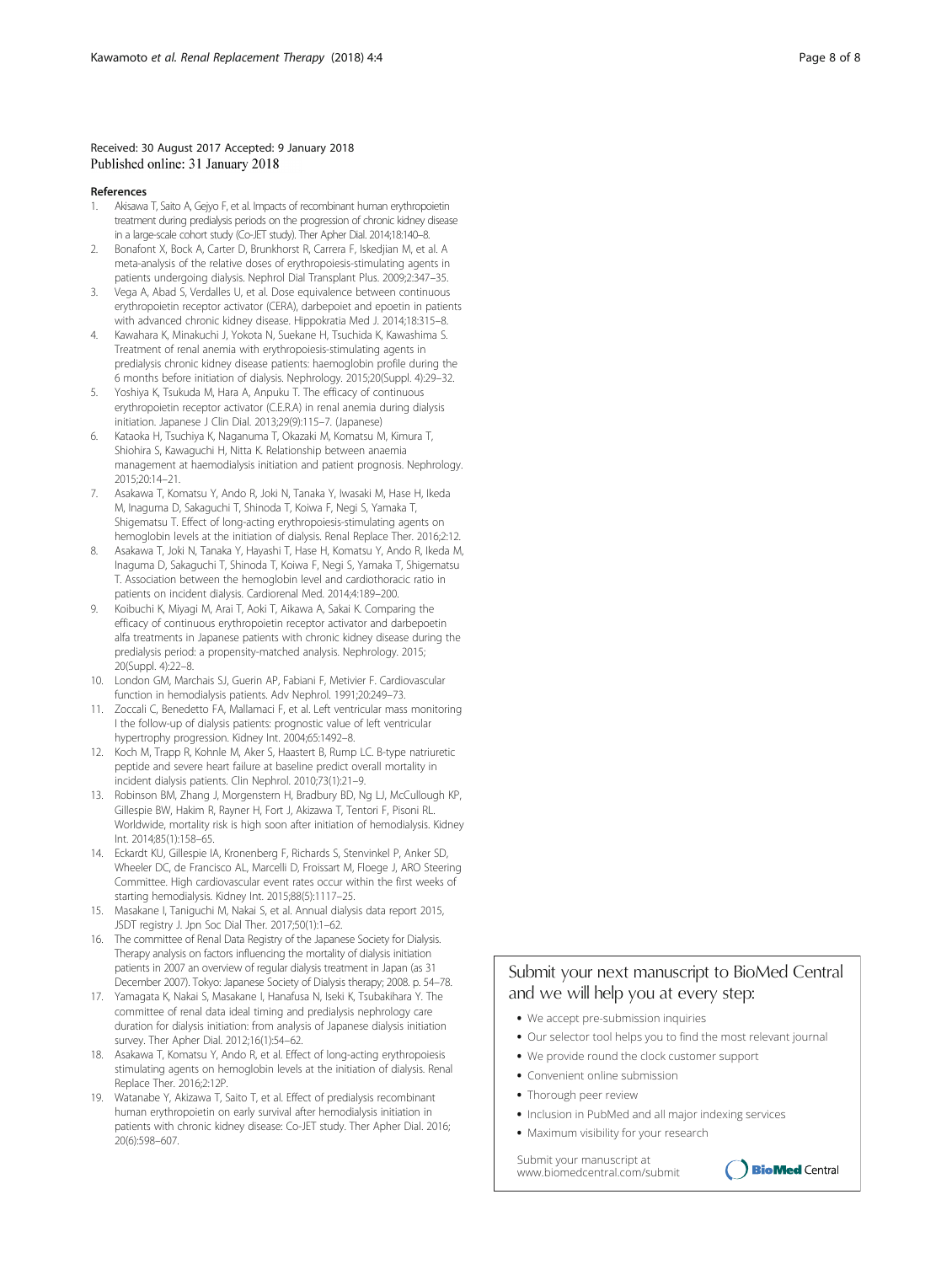Received: 30 August 2017 Accepted: 9 January 2018
Published online: 31 January 2018

## References

1. Akisawa T, Saito A, Gejyo F, et al. Impacts of recombinant human erythropoietin treatment during predialysis periods on the progression of chronic kidney disease in a large-scale cohort study (Co-JET study). Ther Apher Dial. 2014;18:140–8.
2. Bonafont X, Bock A, Carter D, Brunkhorst R, Carrera F, Iskedjian M, et al. A meta-analysis of the relative doses of erythropoiesis-stimulating agents in patients undergoing dialysis. Nephrol Dial Transplant Plus. 2009;2:347–35.
3. Vega A, Abad S, Verdalles U, et al. Dose equivalence between continuous erythropoietin receptor activator (CERA), darbepoiet and epoetin in patients with advanced chronic kidney disease. Hippokratia Med J. 2014;18:315–8.
4. Kawahara K, Minakuchi J, Yokota N, Suekane H, Tsuchida K, Kawashima S. Treatment of renal anemia with erythropoiesis-stimulating agents in predialysis chronic kidney disease patients: haemoglobin profile during the 6 months before initiation of dialysis. Nephrology. 2015;20(Suppl. 4):29–32.
5. Yoshiya K, Tsukuda M, Hara A, Anpuku T. The efficacy of continuous erythropoietin receptor activator (C.E.R.A) in renal anemia during dialysis initiation. Japanese J Clin Dial. 2013;29(9):115–7. (Japanese)
6. Kataoka H, Tsuchiya K, Naganuma T, Okazaki M, Komatsu M, Kimura T, Shiohira S, Kawaguchi H, Nitta K. Relationship between anaemia management at haemodialysis initiation and patient prognosis. Nephrology. 2015;20:14–21.
7. Asakawa T, Komatsu Y, Ando R, Joki N, Tanaka Y, Iwasaki M, Hase H, Ikeda M, Inaguma D, Sakaguchi T, Shinoda T, Koiwa F, Negi S, Yamaka T, Shigematsu T. Effect of long-acting erythropoiesis-stimulating agents on hemoglobin levels at the initiation of dialysis. Renal Replace Ther. 2016;2:12.
8. Asakawa T, Joki N, Tanaka Y, Hayashi T, Hase H, Komatsu Y, Ando R, Ikeda M, Inaguma D, Sakaguchi T, Shinoda T, Koiwa F, Negi S, Yamaka T, Shigematsu T. Association between the hemoglobin level and cardiothoracic ratio in patients on incident dialysis. Cardiorenal Med. 2014;4:189–200.
9. Koibuchi K, Miyagi M, Arai T, Aoki T, Aikawa A, Sakai K. Comparing the efficacy of continuous erythropoietin receptor activator and darbepoetin alfa treatments in Japanese patients with chronic kidney disease during the predialysis period: a propensity-matched analysis. Nephrology. 2015; 20(Suppl. 4):22–8.
10. London GM, Marchais SJ, Guerin AP, Fabiani F, Metivier F. Cardiovascular function in hemodialysis patients. Adv Nephrol. 1991;20:249–73.
11. Zoccali C, Benedetto FA, Mallamaci F, et al. Left ventricular mass monitoring I the follow-up of dialysis patients: prognostic value of left ventricular hypertrophy progression. Kidney Int. 2004;65:1492–8.
12. Koch M, Trapp R, Kohnle M, Aker S, Haastert B, Rump LC. B-type natriuretic peptide and severe heart failure at baseline predict overall mortality in incident dialysis patients. Clin Nephrol. 2010;73(1):21–9.
13. Robinson BM, Zhang J, Morgenstern H, Bradbury BD, Ng LJ, McCullough KP, Gillespie BW, Hakim R, Rayner H, Fort J, Akizawa T, Tentori F, Pisoni RL. Worldwide, mortality risk is high soon after initiation of hemodialysis. Kidney Int. 2014;85(1):158–65.
14. Eckardt KU, Gillespie IA, Kronenberg F, Richards S, Stenvinkel P, Anker SD, Wheeler DC, de Francisco AL, Marcelli D, Froissart M, Floege J, ARO Steering Committee. High cardiovascular event rates occur within the first weeks of starting hemodialysis. Kidney Int. 2015;88(5):1117–25.
15. Masakane I, Taniguchi M, Nakai S, et al. Annual dialysis data report 2015, JSDT registry J. Jpn Soc Dial Ther. 2017;50(1):1–62.
16. The committee of Renal Data Registry of the Japanese Society for Dialysis. Therapy analysis on factors influencing the mortality of dialysis initiation patients in 2007 an overview of regular dialysis treatment in Japan (as 31 December 2007). Tokyo: Japanese Society of Dialysis therapy; 2008. p. 54–78.
17. Yamagata K, Nakai S, Masakane I, Hanafusa N, Iseki K, Tsubakihara Y. The committee of renal data ideal timing and predialysis nephrology care duration for dialysis initiation: from analysis of Japanese dialysis initiation survey. Ther Apher Dial. 2012;16(1):54–62.
18. Asakawa T, Komatsu Y, Ando R, et al. Effect of long-acting erythropoiesis stimulating agents on hemoglobin levels at the initiation of dialysis. Renal Replace Ther. 2016;2:12P.
19. Watanabe Y, Akizawa T, Saito T, et al. Effect of predialysis recombinant human erythropoietin on early survival after hemodialysis initiation in patients with chronic kidney disease: Co-JET study. Ther Apher Dial. 2016; 20(6):598–607.

Submit your next manuscript to BioMed Central and we will help you at every step:

- We accept pre-submission inquiries
- Our selector tool helps you to find the most relevant journal
- We provide round the clock customer support
- Convenient online submission
- Thorough peer review
- Inclusion in PubMed and all major indexing services
- Maximum visibility for your research

Submit your manuscript at www.biomedcentral.com/submit

BioMed Central